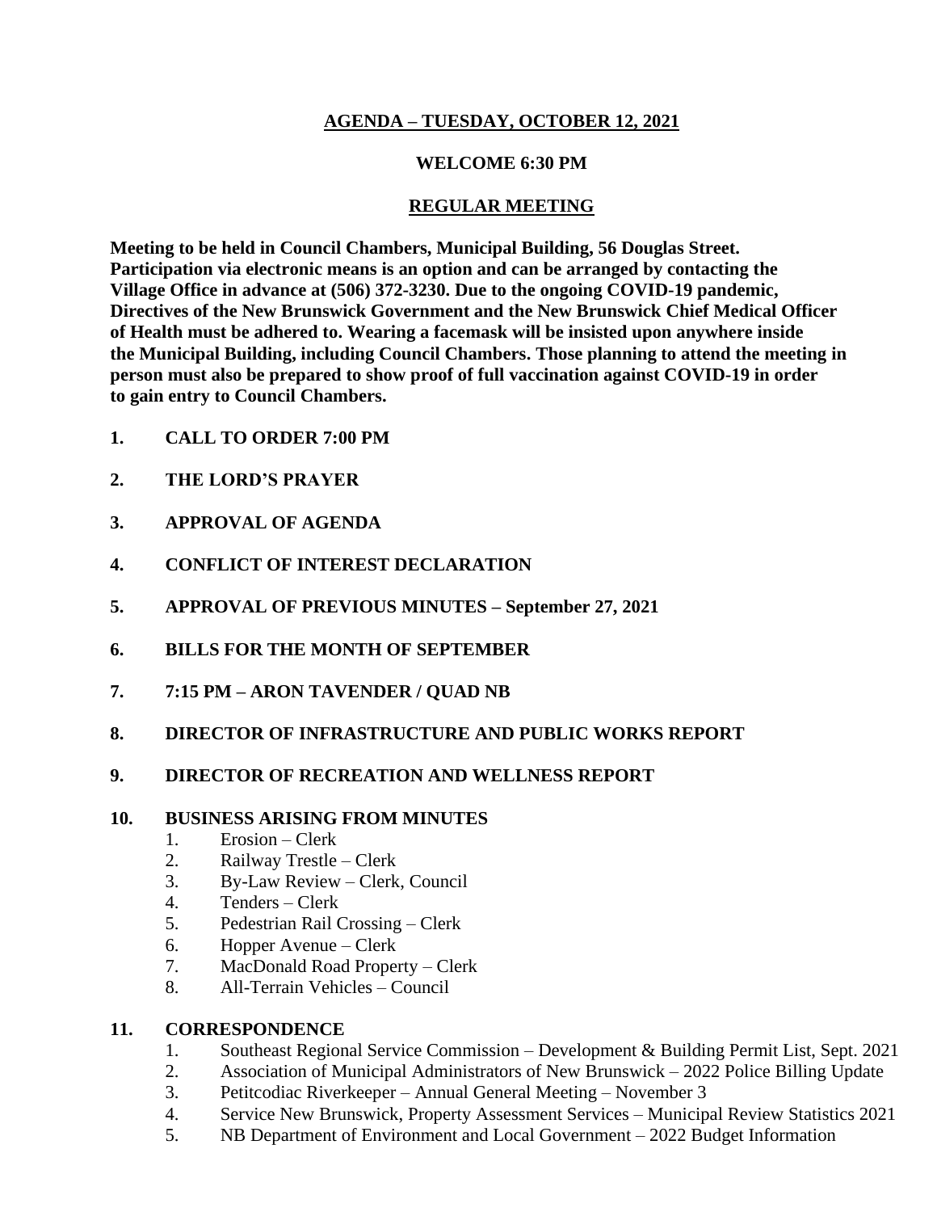# AGENDA – TUESDAY, OCTOBER 12, 2021

## WELCOME 6:30 PM

## REGULAR MEETING

**Meeting to be held in Council Chambers, Municipal Building, 56 Douglas Street. Participation via electronic means is an option and can be arranged by contacting the Village Office in advance at (506) 372-3230. Due to the ongoing COVID-19 pandemic, Directives of the New Brunswick Government and the New Brunswick Chief Medical Officer of Health must be adhered to. Wearing a facemask will be insisted upon anywhere inside the Municipal Building, including Council Chambers. Those planning to attend the meeting in person must also be prepared to show proof of full vaccination against COVID-19 in order to gain entry to Council Chambers.**

**1. CALL TO ORDER 7:00 PM**

**2. THE LORD'S PRAYER**

**3. APPROVAL OF AGENDA**

**4. CONFLICT OF INTEREST DECLARATION**

**5. APPROVAL OF PREVIOUS MINUTES – September 27, 2021**

**6. BILLS FOR THE MONTH OF SEPTEMBER**

**7. 7:15 PM – ARON TAVENDER / QUAD NB**

**8. DIRECTOR OF INFRASTRUCTURE AND PUBLIC WORKS REPORT**

**9. DIRECTOR OF RECREATION AND WELLNESS REPORT**

**10. BUSINESS ARISING FROM MINUTES**

1. Erosion – Clerk
2. Railway Trestle – Clerk
3. By-Law Review – Clerk, Council
4. Tenders – Clerk
5. Pedestrian Rail Crossing – Clerk
6. Hopper Avenue – Clerk
7. MacDonald Road Property – Clerk
8. All-Terrain Vehicles – Council

**11. CORRESPONDENCE**

1. Southeast Regional Service Commission – Development & Building Permit List, Sept. 2021
2. Association of Municipal Administrators of New Brunswick – 2022 Police Billing Update
3. Petitcodiac Riverkeeper – Annual General Meeting – November 3
4. Service New Brunswick, Property Assessment Services – Municipal Review Statistics 2021
5. NB Department of Environment and Local Government – 2022 Budget Information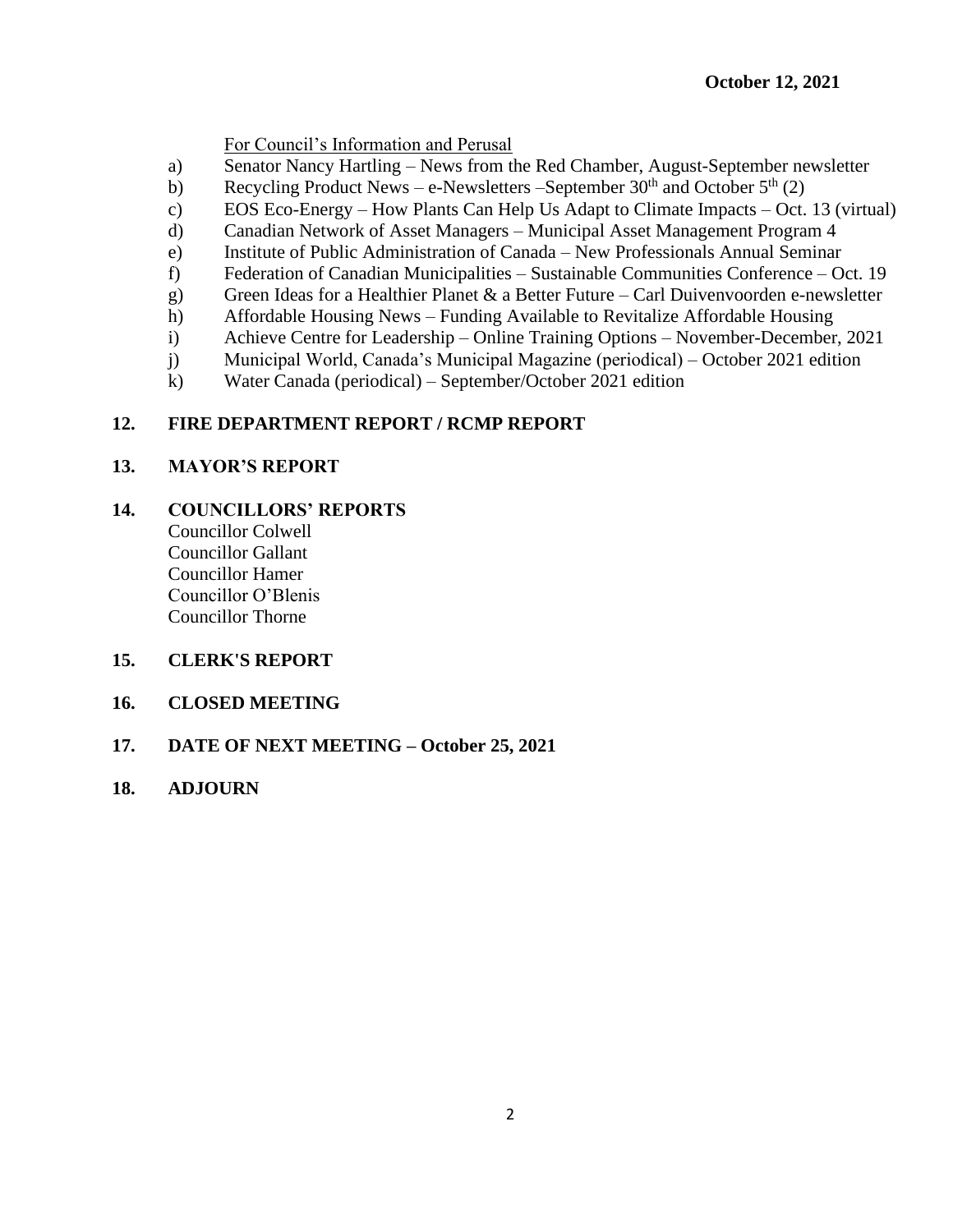**October 12, 2021**

For Council's Information and Perusal

a) Senator Nancy Hartling – News from the Red Chamber, August-September newsletter
b) Recycling Product News – e-Newsletters –September 30th and October 5th (2)
c) EOS Eco-Energy – How Plants Can Help Us Adapt to Climate Impacts – Oct. 13 (virtual)
d) Canadian Network of Asset Managers – Municipal Asset Management Program 4
e) Institute of Public Administration of Canada – New Professionals Annual Seminar
f) Federation of Canadian Municipalities – Sustainable Communities Conference – Oct. 19
g) Green Ideas for a Healthier Planet & a Better Future – Carl Duivenvoorden e-newsletter
h) Affordable Housing News – Funding Available to Revitalize Affordable Housing
i) Achieve Centre for Leadership – Online Training Options – November-December, 2021
j) Municipal World, Canada's Municipal Magazine (periodical) – October 2021 edition
k) Water Canada (periodical) – September/October 2021 edition

**12. FIRE DEPARTMENT REPORT / RCMP REPORT**

**13. MAYOR'S REPORT**

**14. COUNCILLORS' REPORTS**

Councillor Colwell
Councillor Gallant
Councillor Hamer
Councillor O'Blenis
Councillor Thorne

**15. CLERK'S REPORT**

**16. CLOSED MEETING**

**17. DATE OF NEXT MEETING – October 25, 2021**

**18. ADJOURN**